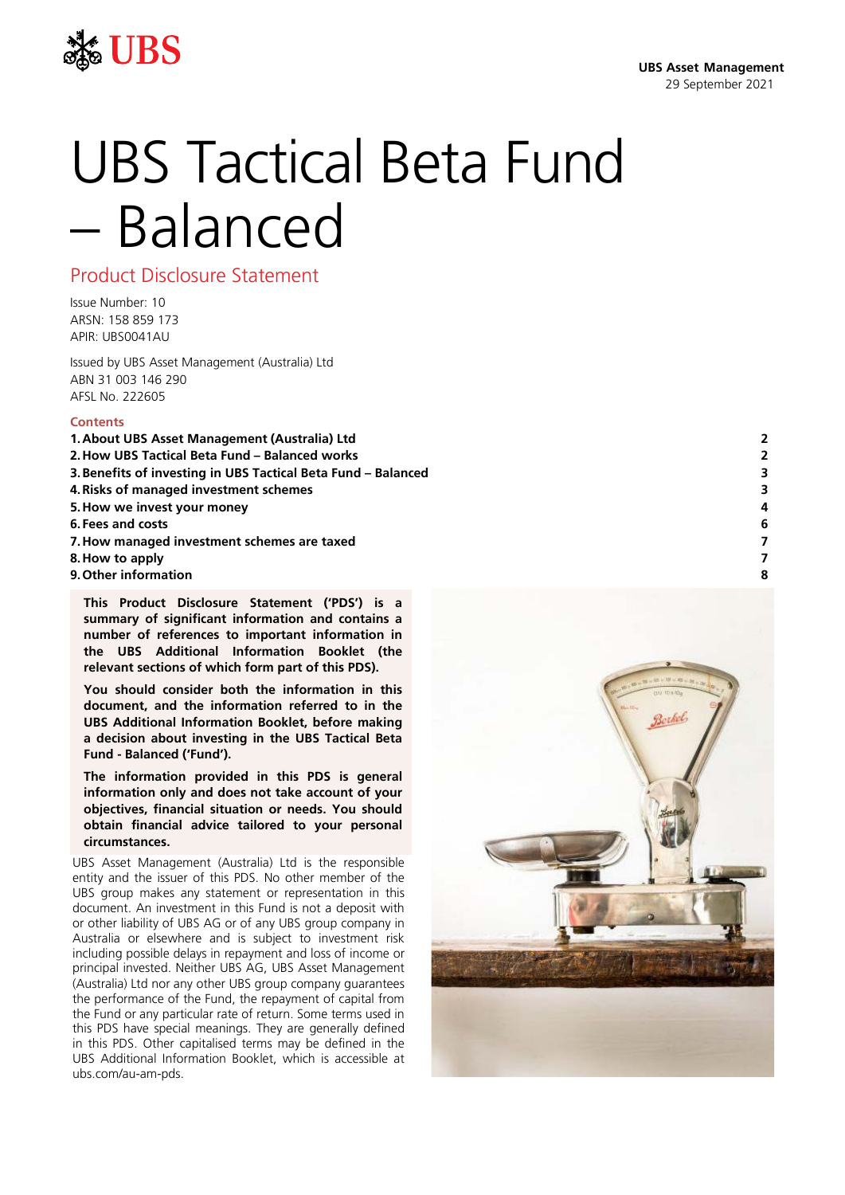UBS

**UBS Asset Management**
29 September 2021

# UBS Tactical Beta Fund – Balanced

## Product Disclosure Statement

Issue Number: 10
ARSN: 158 859 173
APIR: UBS0041AU

Issued by UBS Asset Management (Australia) Ltd
ABN 31 003 146 290
AFSL No. 222605

### Contents

| | |
|---|---|
| **1. About UBS Asset Management (Australia) Ltd** | **2** |
| **2. How UBS Tactical Beta Fund – Balanced works** | **2** |
| **3. Benefits of investing in UBS Tactical Beta Fund – Balanced** | **3** |
| **4. Risks of managed investment schemes** | **3** |
| **5. How we invest your money** | **4** |
| **6. Fees and costs** | **6** |
| **7. How managed investment schemes are taxed** | **7** |
| **8. How to apply** | **7** |
| **9. Other information** | **8** |

**This Product Disclosure Statement ('PDS') is a summary of significant information and contains a number of references to important information in the UBS Additional Information Booklet (the relevant sections of which form part of this PDS).**

**You should consider both the information in this document, and the information referred to in the UBS Additional Information Booklet, before making a decision about investing in the UBS Tactical Beta Fund - Balanced ('Fund').**

**The information provided in this PDS is general information only and does not take account of your objectives, financial situation or needs. You should obtain financial advice tailored to your personal circumstances.**

UBS Asset Management (Australia) Ltd is the responsible entity and the issuer of this PDS. No other member of the UBS group makes any statement or representation in this document. An investment in this Fund is not a deposit with or other liability of UBS AG or of any UBS group company in Australia or elsewhere and is subject to investment risk including possible delays in repayment and loss of income or principal invested. Neither UBS AG, UBS Asset Management (Australia) Ltd nor any other UBS group company guarantees the performance of the Fund, the repayment of capital from the Fund or any particular rate of return. Some terms used in this PDS have special meanings. They are generally defined in this PDS. Other capitalised terms may be defined in the UBS Additional Information Booklet, which is accessible at ubs.com/au-am-pds.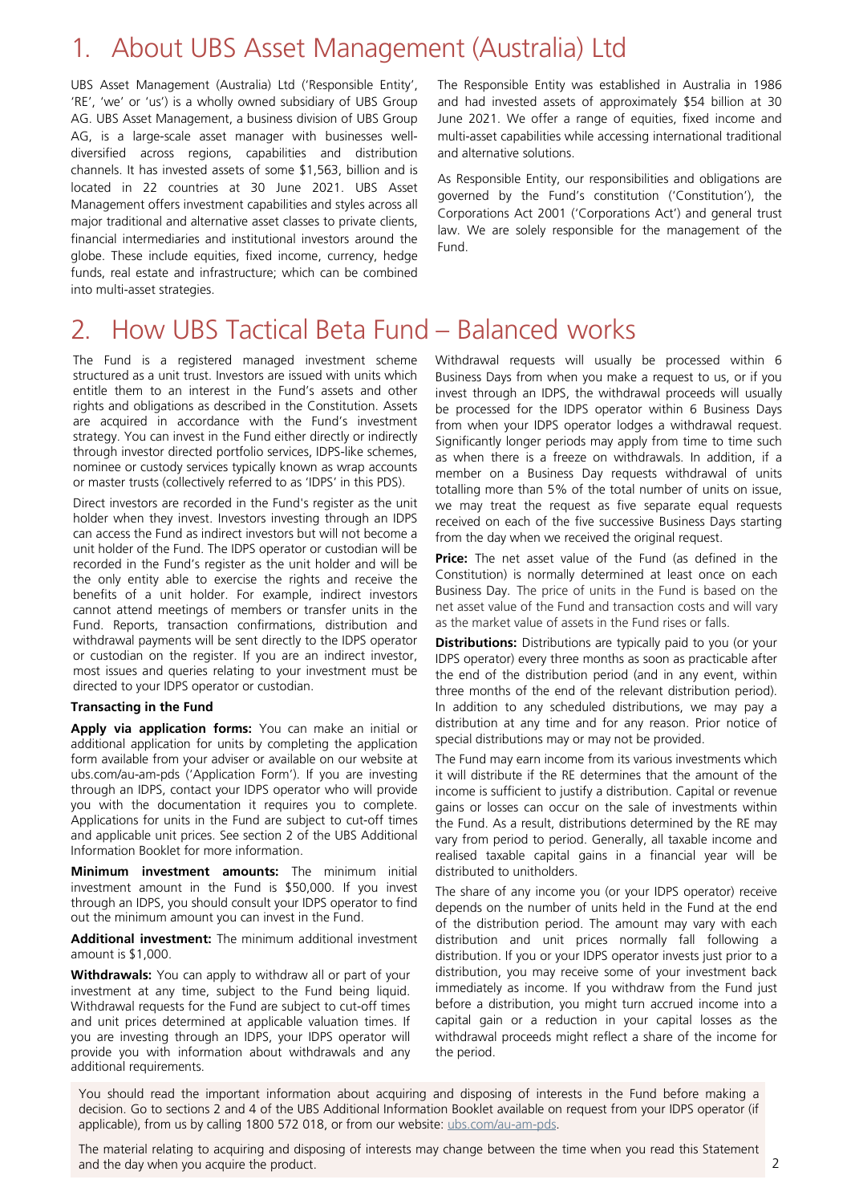# 1. About UBS Asset Management (Australia) Ltd

UBS Asset Management (Australia) Ltd ('Responsible Entity', 'RE', 'we' or 'us') is a wholly owned subsidiary of UBS Group AG. UBS Asset Management, a business division of UBS Group AG, is a large-scale asset manager with businesses well-diversified across regions, capabilities and distribution channels. It has invested assets of some $1,563, billion and is located in 22 countries at 30 June 2021. UBS Asset Management offers investment capabilities and styles across all major traditional and alternative asset classes to private clients, financial intermediaries and institutional investors around the globe. These include equities, fixed income, currency, hedge funds, real estate and infrastructure; which can be combined into multi-asset strategies.

The Responsible Entity was established in Australia in 1986 and had invested assets of approximately $54 billion at 30 June 2021. We offer a range of equities, fixed income and multi-asset capabilities while accessing international traditional and alternative solutions.

As Responsible Entity, our responsibilities and obligations are governed by the Fund's constitution ('Constitution'), the Corporations Act 2001 ('Corporations Act') and general trust law. We are solely responsible for the management of the Fund.

# 2. How UBS Tactical Beta Fund – Balanced works

The Fund is a registered managed investment scheme structured as a unit trust. Investors are issued with units which entitle them to an interest in the Fund's assets and other rights and obligations as described in the Constitution. Assets are acquired in accordance with the Fund's investment strategy. You can invest in the Fund either directly or indirectly through investor directed portfolio services, IDPS-like schemes, nominee or custody services typically known as wrap accounts or master trusts (collectively referred to as 'IDPS' in this PDS).

Direct investors are recorded in the Fund's register as the unit holder when they invest. Investors investing through an IDPS can access the Fund as indirect investors but will not become a unit holder of the Fund. The IDPS operator or custodian will be recorded in the Fund's register as the unit holder and will be the only entity able to exercise the rights and receive the benefits of a unit holder. For example, indirect investors cannot attend meetings of members or transfer units in the Fund. Reports, transaction confirmations, distribution and withdrawal payments will be sent directly to the IDPS operator or custodian on the register. If you are an indirect investor, most issues and queries relating to your investment must be directed to your IDPS operator or custodian.

**Transacting in the Fund**

**Apply via application forms:** You can make an initial or additional application for units by completing the application form available from your adviser or available on our website at ubs.com/au-am-pds ('Application Form'). If you are investing through an IDPS, contact your IDPS operator who will provide you with the documentation it requires you to complete. Applications for units in the Fund are subject to cut-off times and applicable unit prices. See section 2 of the UBS Additional Information Booklet for more information.

**Minimum investment amounts:** The minimum initial investment amount in the Fund is $50,000. If you invest through an IDPS, you should consult your IDPS operator to find out the minimum amount you can invest in the Fund.

**Additional investment:** The minimum additional investment amount is $1,000.

**Withdrawals:** You can apply to withdraw all or part of your investment at any time, subject to the Fund being liquid. Withdrawal requests for the Fund are subject to cut-off times and unit prices determined at applicable valuation times. If you are investing through an IDPS, your IDPS operator will provide you with information about withdrawals and any additional requirements.

Withdrawal requests will usually be processed within 6 Business Days from when you make a request to us, or if you invest through an IDPS, the withdrawal proceeds will usually be processed for the IDPS operator within 6 Business Days from when your IDPS operator lodges a withdrawal request. Significantly longer periods may apply from time to time such as when there is a freeze on withdrawals. In addition, if a member on a Business Day requests withdrawal of units totalling more than 5% of the total number of units on issue, we may treat the request as five separate equal requests received on each of the five successive Business Days starting from the day when we received the original request.

**Price:** The net asset value of the Fund (as defined in the Constitution) is normally determined at least once on each Business Day. The price of units in the Fund is based on the net asset value of the Fund and transaction costs and will vary as the market value of assets in the Fund rises or falls.

**Distributions:** Distributions are typically paid to you (or your IDPS operator) every three months as soon as practicable after the end of the distribution period (and in any event, within three months of the end of the relevant distribution period). In addition to any scheduled distributions, we may pay a distribution at any time and for any reason. Prior notice of special distributions may or may not be provided.

The Fund may earn income from its various investments which it will distribute if the RE determines that the amount of the income is sufficient to justify a distribution. Capital or revenue gains or losses can occur on the sale of investments within the Fund. As a result, distributions determined by the RE may vary from period to period. Generally, all taxable income and realised taxable capital gains in a financial year will be distributed to unitholders.

The share of any income you (or your IDPS operator) receive depends on the number of units held in the Fund at the end of the distribution period. The amount may vary with each distribution and unit prices normally fall following a distribution. If you or your IDPS operator invests just prior to a distribution, you may receive some of your investment back immediately as income. If you withdraw from the Fund just before a distribution, you might turn accrued income into a capital gain or a reduction in your capital losses as the withdrawal proceeds might reflect a share of the income for the period.

You should read the important information about acquiring and disposing of interests in the Fund before making a decision. Go to sections 2 and 4 of the UBS Additional Information Booklet available on request from your IDPS operator (if applicable), from us by calling 1800 572 018, or from our website: ubs.com/au-am-pds.

The material relating to acquiring and disposing of interests may change between the time when you read this Statement and the day when you acquire the product.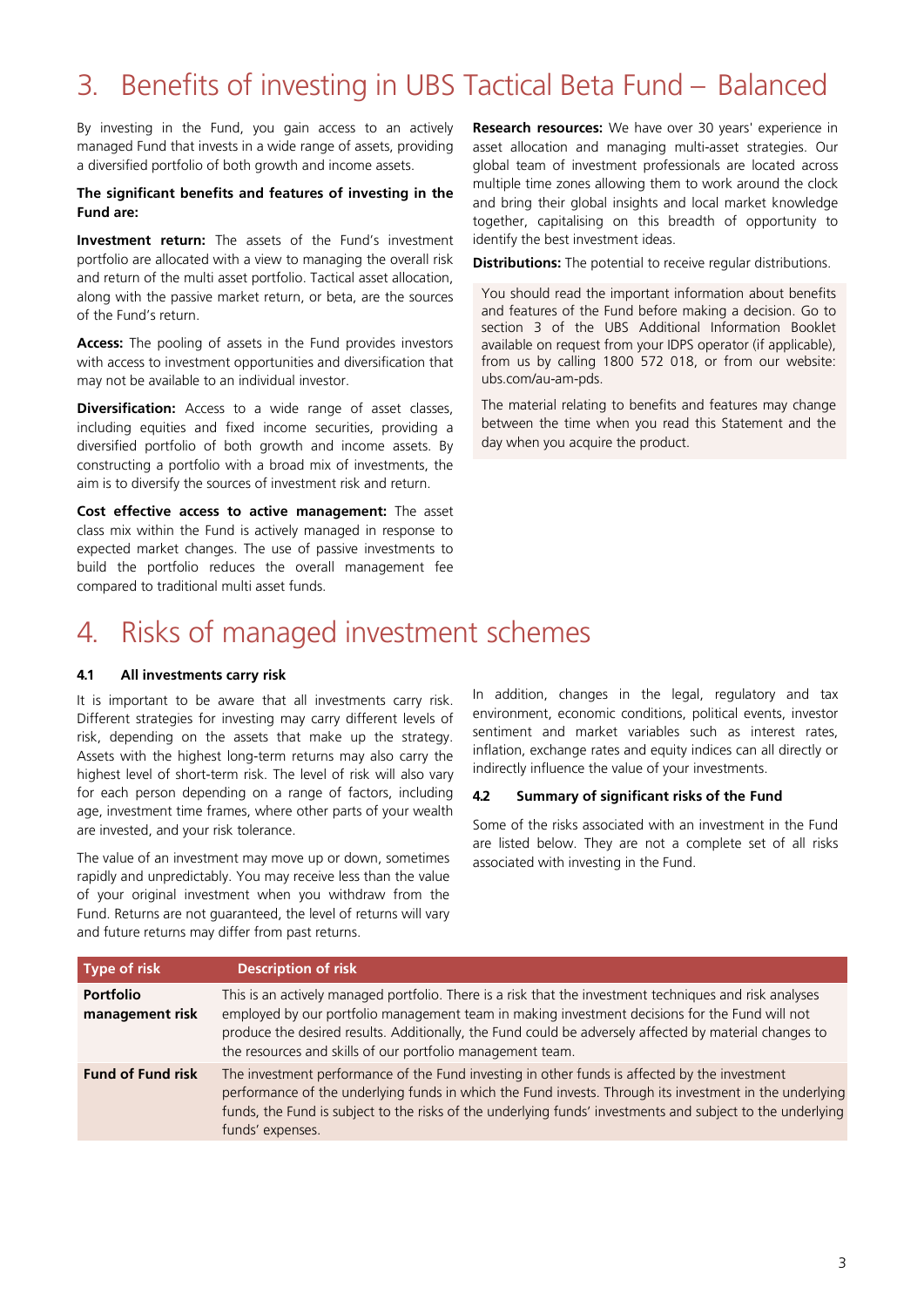# 3. Benefits of investing in UBS Tactical Beta Fund – Balanced

By investing in the Fund, you gain access to an actively managed Fund that invests in a wide range of assets, providing a diversified portfolio of both growth and income assets.

**The significant benefits and features of investing in the Fund are:**

**Investment return:** The assets of the Fund's investment portfolio are allocated with a view to managing the overall risk and return of the multi asset portfolio. Tactical asset allocation, along with the passive market return, or beta, are the sources of the Fund's return.

**Access:** The pooling of assets in the Fund provides investors with access to investment opportunities and diversification that may not be available to an individual investor.

**Diversification:** Access to a wide range of asset classes, including equities and fixed income securities, providing a diversified portfolio of both growth and income assets. By constructing a portfolio with a broad mix of investments, the aim is to diversify the sources of investment risk and return.

**Cost effective access to active management:** The asset class mix within the Fund is actively managed in response to expected market changes. The use of passive investments to build the portfolio reduces the overall management fee compared to traditional multi asset funds.

**Research resources:** We have over 30 years' experience in asset allocation and managing multi-asset strategies. Our global team of investment professionals are located across multiple time zones allowing them to work around the clock and bring their global insights and local market knowledge together, capitalising on this breadth of opportunity to identify the best investment ideas.

**Distributions:** The potential to receive regular distributions.

> You should read the important information about benefits and features of the Fund before making a decision. Go to section 3 of the UBS Additional Information Booklet available on request from your IDPS operator (if applicable), from us by calling 1800 572 018, or from our website: ubs.com/au-am-pds.
>
> The material relating to benefits and features may change between the time when you read this Statement and the day when you acquire the product.

# 4. Risks of managed investment schemes

### 4.1 All investments carry risk

It is important to be aware that all investments carry risk. Different strategies for investing may carry different levels of risk, depending on the assets that make up the strategy. Assets with the highest long-term returns may also carry the highest level of short-term risk. The level of risk will also vary for each person depending on a range of factors, including age, investment time frames, where other parts of your wealth are invested, and your risk tolerance.

The value of an investment may move up or down, sometimes rapidly and unpredictably. You may receive less than the value of your original investment when you withdraw from the Fund. Returns are not guaranteed, the level of returns will vary and future returns may differ from past returns.

In addition, changes in the legal, regulatory and tax environment, economic conditions, political events, investor sentiment and market variables such as interest rates, inflation, exchange rates and equity indices can all directly or indirectly influence the value of your investments.

### 4.2 Summary of significant risks of the Fund

Some of the risks associated with an investment in the Fund are listed below. They are not a complete set of all risks associated with investing in the Fund.

| Type of risk | Description of risk |
|---|---|
| **Portfolio management risk** | This is an actively managed portfolio. There is a risk that the investment techniques and risk analyses employed by our portfolio management team in making investment decisions for the Fund will not produce the desired results. Additionally, the Fund could be adversely affected by material changes to the resources and skills of our portfolio management team. |
| **Fund of Fund risk** | The investment performance of the Fund investing in other funds is affected by the investment performance of the underlying funds in which the Fund invests. Through its investment in the underlying funds, the Fund is subject to the risks of the underlying funds' investments and subject to the underlying funds' expenses. |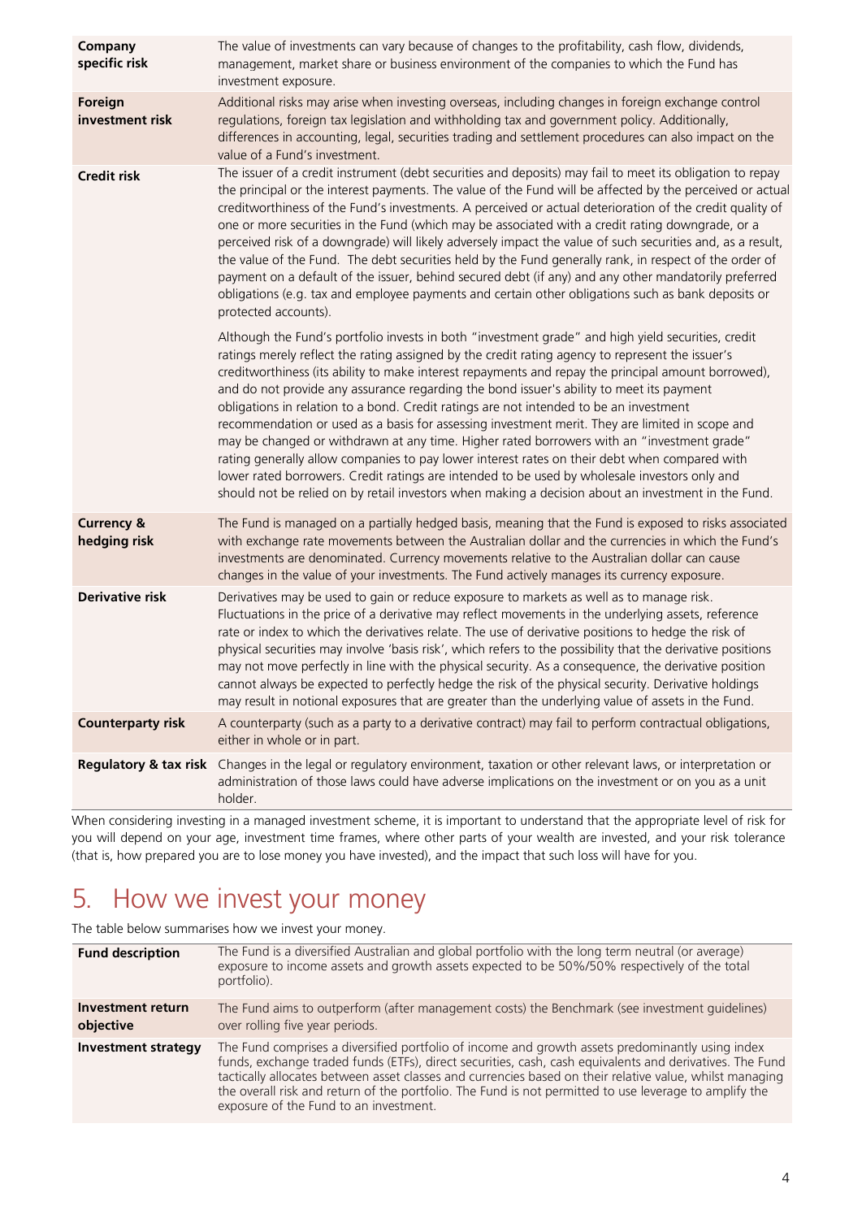| | |
|---|---|
| **Company specific risk** | The value of investments can vary because of changes to the profitability, cash flow, dividends, management, market share or business environment of the companies to which the Fund has investment exposure. |
| **Foreign investment risk** | Additional risks may arise when investing overseas, including changes in foreign exchange control regulations, foreign tax legislation and withholding tax and government policy. Additionally, differences in accounting, legal, securities trading and settlement procedures can also impact on the value of a Fund's investment. |
| **Credit risk** | The issuer of a credit instrument (debt securities and deposits) may fail to meet its obligation to repay the principal or the interest payments. The value of the Fund will be affected by the perceived or actual creditworthiness of the Fund's investments. A perceived or actual deterioration of the credit quality of one or more securities in the Fund (which may be associated with a credit rating downgrade, or a perceived risk of a downgrade) will likely adversely impact the value of such securities and, as a result, the value of the Fund. The debt securities held by the Fund generally rank, in respect of the order of payment on a default of the issuer, behind secured debt (if any) and any other mandatorily preferred obligations (e.g. tax and employee payments and certain other obligations such as bank deposits or protected accounts).<br><br>Although the Fund's portfolio invests in both "investment grade" and high yield securities, credit ratings merely reflect the rating assigned by the credit rating agency to represent the issuer's creditworthiness (its ability to make interest repayments and repay the principal amount borrowed), and do not provide any assurance regarding the bond issuer's ability to meet its payment obligations in relation to a bond. Credit ratings are not intended to be an investment recommendation or used as a basis for assessing investment merit. They are limited in scope and may be changed or withdrawn at any time. Higher rated borrowers with an "investment grade" rating generally allow companies to pay lower interest rates on their debt when compared with lower rated borrowers. Credit ratings are intended to be used by wholesale investors only and should not be relied on by retail investors when making a decision about an investment in the Fund. |
| **Currency & hedging risk** | The Fund is managed on a partially hedged basis, meaning that the Fund is exposed to risks associated with exchange rate movements between the Australian dollar and the currencies in which the Fund's investments are denominated. Currency movements relative to the Australian dollar can cause changes in the value of your investments. The Fund actively manages its currency exposure. |
| **Derivative risk** | Derivatives may be used to gain or reduce exposure to markets as well as to manage risk. Fluctuations in the price of a derivative may reflect movements in the underlying assets, reference rate or index to which the derivatives relate. The use of derivative positions to hedge the risk of physical securities may involve 'basis risk', which refers to the possibility that the derivative positions may not move perfectly in line with the physical security. As a consequence, the derivative position cannot always be expected to perfectly hedge the risk of the physical security. Derivative holdings may result in notional exposures that are greater than the underlying value of assets in the Fund. |
| **Counterparty risk** | A counterparty (such as a party to a derivative contract) may fail to perform contractual obligations, either in whole or in part. |
| **Regulatory & tax risk** | Changes in the legal or regulatory environment, taxation or other relevant laws, or interpretation or administration of those laws could have adverse implications on the investment or on you as a unit holder. |

When considering investing in a managed investment scheme, it is important to understand that the appropriate level of risk for you will depend on your age, investment time frames, where other parts of your wealth are invested, and your risk tolerance (that is, how prepared you are to lose money you have invested), and the impact that such loss will have for you.

# 5. How we invest your money

The table below summarises how we invest your money.

| | |
|---|---|
| **Fund description** | The Fund is a diversified Australian and global portfolio with the long term neutral (or average) exposure to income assets and growth assets expected to be 50%/50% respectively of the total portfolio). |
| **Investment return objective** | The Fund aims to outperform (after management costs) the Benchmark (see investment guidelines) over rolling five year periods. |
| **Investment strategy** | The Fund comprises a diversified portfolio of income and growth assets predominantly using index funds, exchange traded funds (ETFs), direct securities, cash, cash equivalents and derivatives. The Fund tactically allocates between asset classes and currencies based on their relative value, whilst managing the overall risk and return of the portfolio. The Fund is not permitted to use leverage to amplify the exposure of the Fund to an investment. |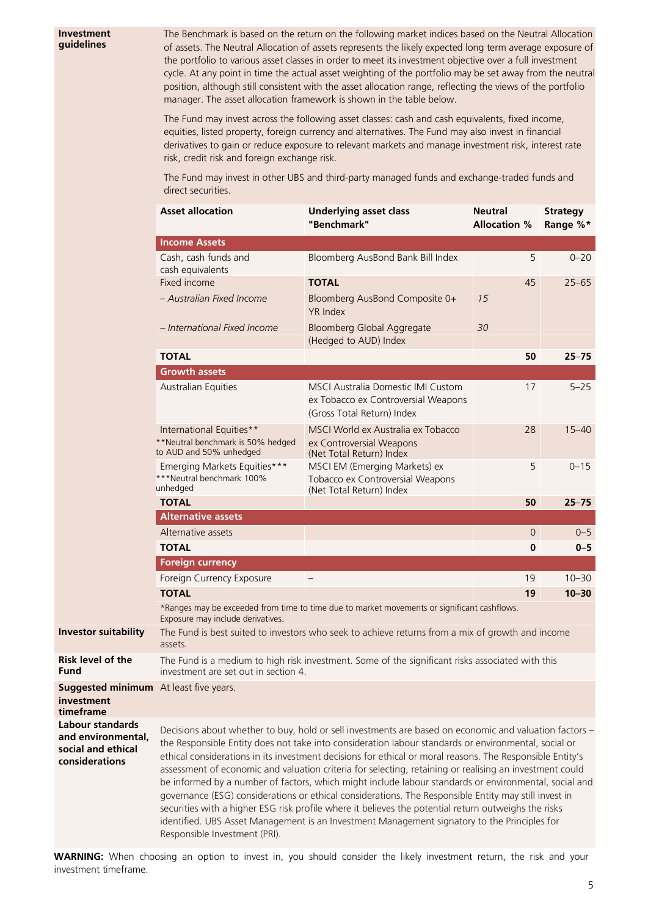| | |
|---|---|
| **Investment guidelines** | The Benchmark is based on the return on the following market indices based on the Neutral Allocation of assets. The Neutral Allocation of assets represents the likely expected long term average exposure of the portfolio to various asset classes in order to meet its investment objective over a full investment cycle. At any point in time the actual asset weighting of the portfolio may be set away from the neutral position, although still consistent with the asset allocation range, reflecting the views of the portfolio manager. The asset allocation framework is shown in the table below.<br><br>The Fund may invest across the following asset classes: cash and cash equivalents, fixed income, equities, listed property, foreign currency and alternatives. The Fund may also invest in financial derivatives to gain or reduce exposure to relevant markets and manage investment risk, interest rate risk, credit risk and foreign exchange risk.<br><br>The Fund may invest in other UBS and third-party managed funds and exchange-traded funds and direct securities. |

| Asset allocation | Underlying asset class "Benchmark" | Neutral Allocation % | Strategy Range %* |
|---|---|---|---|
| **Income Assets** | | | |
| Cash, cash funds and cash equivalents | Bloomberg AusBond Bank Bill Index | 5 | 0–20 |
| Fixed income | **TOTAL** | 45 | 25–65 |
| *– Australian Fixed Income* | Bloomberg AusBond Composite 0+ YR Index | *15* | |
| *– International Fixed Income* | Bloomberg Global Aggregate (Hedged to AUD) Index | *30* | |
| **TOTAL** | | **50** | **25–75** |
| **Growth assets** | | | |
| Australian Equities | MSCI Australia Domestic IMI Custom ex Tobacco ex Controversial Weapons (Gross Total Return) Index | 17 | 5–25 |
| International Equities**<br>**Neutral benchmark is 50% hedged to AUD and 50% unhedged | MSCI World ex Australia ex Tobacco ex Controversial Weapons (Net Total Return) Index | 28 | 15–40 |
| Emerging Markets Equities***<br>***Neutral benchmark 100% unhedged | MSCI EM (Emerging Markets) ex Tobacco ex Controversial Weapons (Net Total Return) Index | 5 | 0–15 |
| **TOTAL** | | **50** | **25–75** |
| **Alternative assets** | | | |
| Alternative assets | | 0 | 0–5 |
| **TOTAL** | | **0** | **0–5** |
| **Foreign currency** | | | |
| Foreign Currency Exposure | – | 19 | 10–30 |
| **TOTAL** | | **19** | **10–30** |

*Ranges may be exceeded from time to time due to market movements or significant cashflows. Exposure may include derivatives.

| | |
|---|---|
| **Investor suitability** | The Fund is best suited to investors who seek to achieve returns from a mix of growth and income assets. |
| **Risk level of the Fund** | The Fund is a medium to high risk investment. Some of the significant risks associated with this investment are set out in section 4. |
| **Suggested minimum investment timeframe** | At least five years. |
| **Labour standards and environmental, social and ethical considerations** | Decisions about whether to buy, hold or sell investments are based on economic and valuation factors – the Responsible Entity does not take into consideration labour standards or environmental, social or ethical considerations in its investment decisions for ethical or moral reasons. The Responsible Entity's assessment of economic and valuation criteria for selecting, retaining or realising an investment could be informed by a number of factors, which might include labour standards or environmental, social and governance (ESG) considerations or ethical considerations. The Responsible Entity may still invest in securities with a higher ESG risk profile where it believes the potential return outweighs the risks identified. UBS Asset Management is an Investment Management signatory to the Principles for Responsible Investment (PRI). |

**WARNING:** When choosing an option to invest in, you should consider the likely investment return, the risk and your investment timeframe.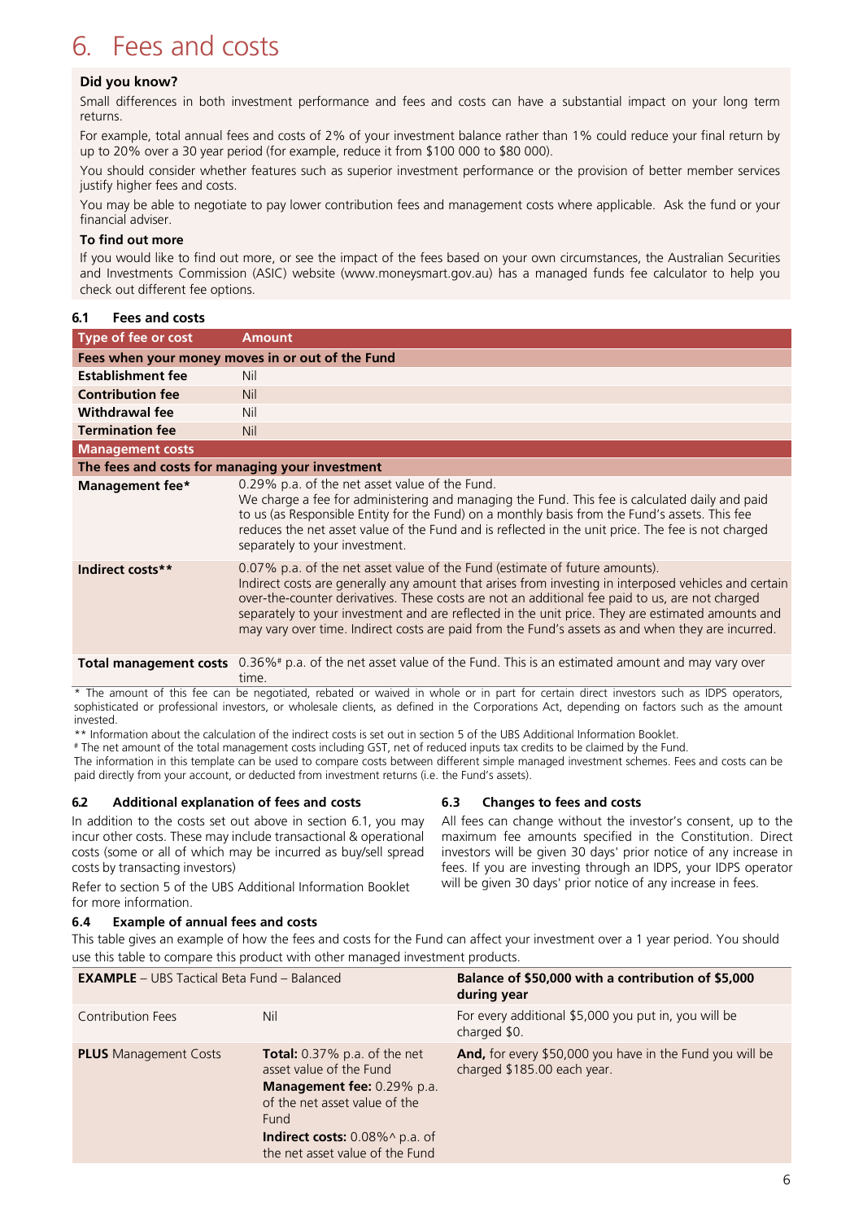# 6. Fees and costs

**Did you know?**

Small differences in both investment performance and fees and costs can have a substantial impact on your long term returns.

For example, total annual fees and costs of 2% of your investment balance rather than 1% could reduce your final return by up to 20% over a 30 year period (for example, reduce it from $100 000 to $80 000).

You should consider whether features such as superior investment performance or the provision of better member services justify higher fees and costs.

You may be able to negotiate to pay lower contribution fees and management costs where applicable. Ask the fund or your financial adviser.

**To find out more**

If you would like to find out more, or see the impact of the fees based on your own circumstances, the Australian Securities and Investments Commission (ASIC) website (www.moneysmart.gov.au) has a managed funds fee calculator to help you check out different fee options.

### 6.1 Fees and costs

| Type of fee or cost | Amount |
|---|---|
| **Fees when your money moves in or out of the Fund** | |
| **Establishment fee** | Nil |
| **Contribution fee** | Nil |
| **Withdrawal fee** | Nil |
| **Termination fee** | Nil |
| **Management costs** | |
| **The fees and costs for managing your investment** | |
| **Management fee*** | 0.29% p.a. of the net asset value of the Fund. We charge a fee for administering and managing the Fund. This fee is calculated daily and paid to us (as Responsible Entity for the Fund) on a monthly basis from the Fund's assets. This fee reduces the net asset value of the Fund and is reflected in the unit price. The fee is not charged separately to your investment. |
| **Indirect costs**** | 0.07% p.a. of the net asset value of the Fund (estimate of future amounts). Indirect costs are generally any amount that arises from investing in interposed vehicles and certain over-the-counter derivatives. These costs are not an additional fee paid to us, are not charged separately to your investment and are reflected in the unit price. They are estimated amounts and may vary over time. Indirect costs are paid from the Fund's assets as and when they are incurred. |
| **Total management costs** | 0.36%# p.a. of the net asset value of the Fund. This is an estimated amount and may vary over time. |

* The amount of this fee can be negotiated, rebated or waived in whole or in part for certain direct investors such as IDPS operators, sophisticated or professional investors, or wholesale clients, as defined in the Corporations Act, depending on factors such as the amount invested.

** Information about the calculation of the indirect costs is set out in section 5 of the UBS Additional Information Booklet.

# The net amount of the total management costs including GST, net of reduced inputs tax credits to be claimed by the Fund.

The information in this template can be used to compare costs between different simple managed investment schemes. Fees and costs can be paid directly from your account, or deducted from investment returns (i.e. the Fund's assets).

### 6.2 Additional explanation of fees and costs

In addition to the costs set out above in section 6.1, you may incur other costs. These may include transactional & operational costs (some or all of which may be incurred as buy/sell spread costs by transacting investors)

Refer to section 5 of the UBS Additional Information Booklet for more information.

### 6.3 Changes to fees and costs

All fees can change without the investor's consent, up to the maximum fee amounts specified in the Constitution. Direct investors will be given 30 days' prior notice of any increase in fees. If you are investing through an IDPS, your IDPS operator will be given 30 days' prior notice of any increase in fees.

### 6.4 Example of annual fees and costs

This table gives an example of how the fees and costs for the Fund can affect your investment over a 1 year period. You should use this table to compare this product with other managed investment products.

| **EXAMPLE** – UBS Tactical Beta Fund – Balanced | | **Balance of $50,000 with a contribution of $5,000 during year** |
|---|---|---|
| Contribution Fees | Nil | For every additional $5,000 you put in, you will be charged $0. |
| **PLUS** Management Costs | **Total:** 0.37% p.a. of the net asset value of the Fund<br>**Management fee:** 0.29% p.a. of the net asset value of the Fund<br>**Indirect costs:** 0.08%^ p.a. of the net asset value of the Fund | **And,** for every $50,000 you have in the Fund you will be charged $185.00 each year. |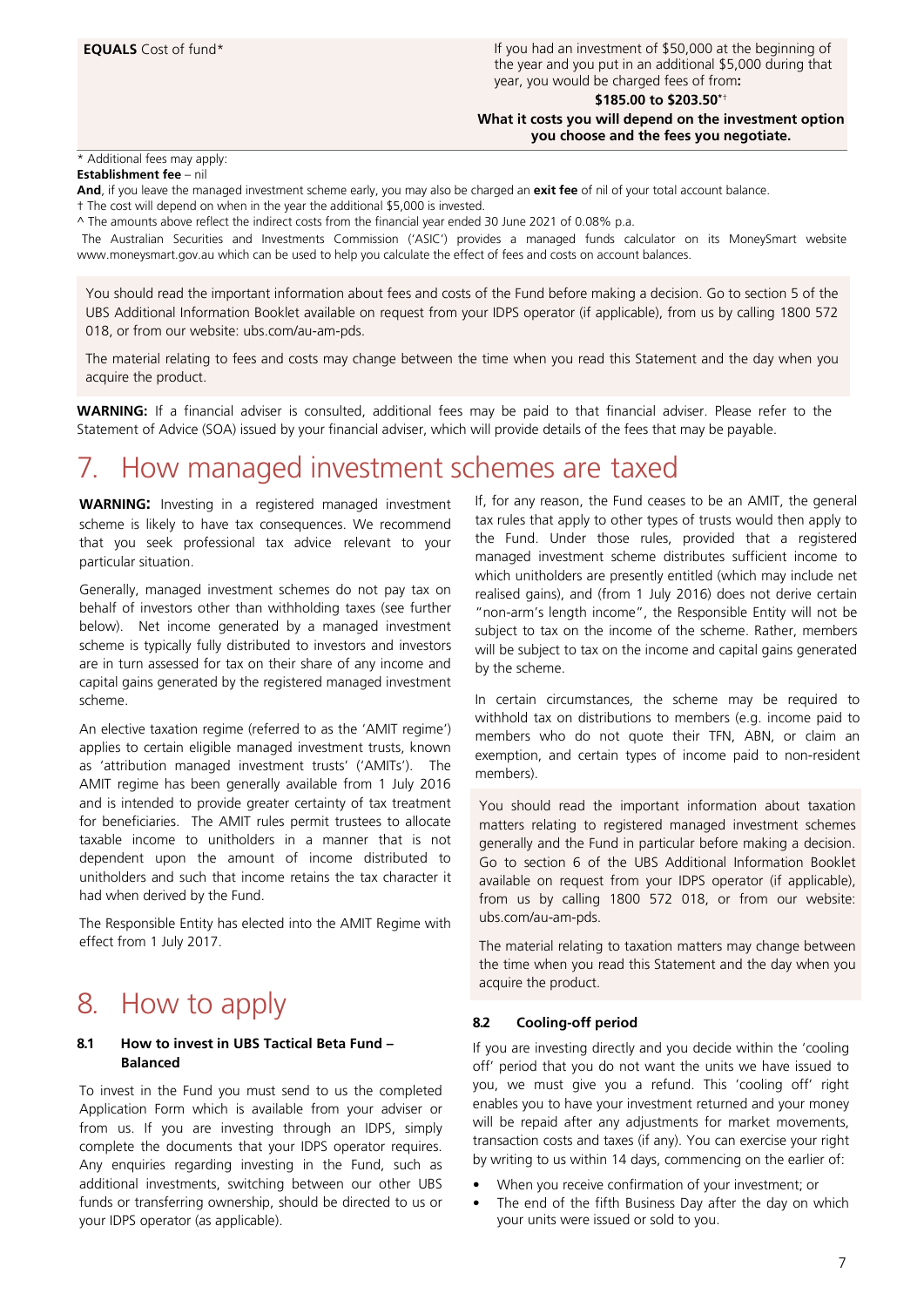| **EQUALS** Cost of fund* | If you had an investment of $50,000 at the beginning of the year and you put in an additional $5,000 during that year, you would be charged fees of from: **$185.00 to $203.50*†** **What it costs you will depend on the investment option you choose and the fees you negotiate.** |
|---|---|

\* Additional fees may apply:

**Establishment fee** – nil

**And**, if you leave the managed investment scheme early, you may also be charged an **exit fee** of nil of your total account balance.

† The cost will depend on when in the year the additional $5,000 is invested.

^ The amounts above reflect the indirect costs from the financial year ended 30 June 2021 of 0.08% p.a.

The Australian Securities and Investments Commission ('ASIC') provides a managed funds calculator on its MoneySmart website www.moneysmart.gov.au which can be used to help you calculate the effect of fees and costs on account balances.

You should read the important information about fees and costs of the Fund before making a decision. Go to section 5 of the UBS Additional Information Booklet available on request from your IDPS operator (if applicable), from us by calling 1800 572 018, or from our website: ubs.com/au-am-pds.

The material relating to fees and costs may change between the time when you read this Statement and the day when you acquire the product.

**WARNING:** If a financial adviser is consulted, additional fees may be paid to that financial adviser. Please refer to the Statement of Advice (SOA) issued by your financial adviser, which will provide details of the fees that may be payable.

# 7. How managed investment schemes are taxed

**WARNING:** Investing in a registered managed investment scheme is likely to have tax consequences. We recommend that you seek professional tax advice relevant to your particular situation.

Generally, managed investment schemes do not pay tax on behalf of investors other than withholding taxes (see further below). Net income generated by a managed investment scheme is typically fully distributed to investors and investors are in turn assessed for tax on their share of any income and capital gains generated by the registered managed investment scheme.

An elective taxation regime (referred to as the 'AMIT regime') applies to certain eligible managed investment trusts, known as 'attribution managed investment trusts' ('AMITs'). The AMIT regime has been generally available from 1 July 2016 and is intended to provide greater certainty of tax treatment for beneficiaries. The AMIT rules permit trustees to allocate taxable income to unitholders in a manner that is not dependent upon the amount of income distributed to unitholders and such that income retains the tax character it had when derived by the Fund.

The Responsible Entity has elected into the AMIT Regime with effect from 1 July 2017.

If, for any reason, the Fund ceases to be an AMIT, the general tax rules that apply to other types of trusts would then apply to the Fund. Under those rules, provided that a registered managed investment scheme distributes sufficient income to which unitholders are presently entitled (which may include net realised gains), and (from 1 July 2016) does not derive certain "non-arm's length income", the Responsible Entity will not be subject to tax on the income of the scheme. Rather, members will be subject to tax on the income and capital gains generated by the scheme.

In certain circumstances, the scheme may be required to withhold tax on distributions to members (e.g. income paid to members who do not quote their TFN, ABN, or claim an exemption, and certain types of income paid to non-resident members).

You should read the important information about taxation matters relating to registered managed investment schemes generally and the Fund in particular before making a decision. Go to section 6 of the UBS Additional Information Booklet available on request from your IDPS operator (if applicable), from us by calling 1800 572 018, or from our website: ubs.com/au-am-pds.

The material relating to taxation matters may change between the time when you read this Statement and the day when you acquire the product.

# 8. How to apply

### 8.1 How to invest in UBS Tactical Beta Fund – Balanced

To invest in the Fund you must send to us the completed Application Form which is available from your adviser or from us. If you are investing through an IDPS, simply complete the documents that your IDPS operator requires. Any enquiries regarding investing in the Fund, such as additional investments, switching between our other UBS funds or transferring ownership, should be directed to us or your IDPS operator (as applicable).

### 8.2 Cooling-off period

If you are investing directly and you decide within the 'cooling off' period that you do not want the units we have issued to you, we must give you a refund. This 'cooling off' right enables you to have your investment returned and your money will be repaid after any adjustments for market movements, transaction costs and taxes (if any). You can exercise your right by writing to us within 14 days, commencing on the earlier of:

- When you receive confirmation of your investment; or
- The end of the fifth Business Day after the day on which your units were issued or sold to you.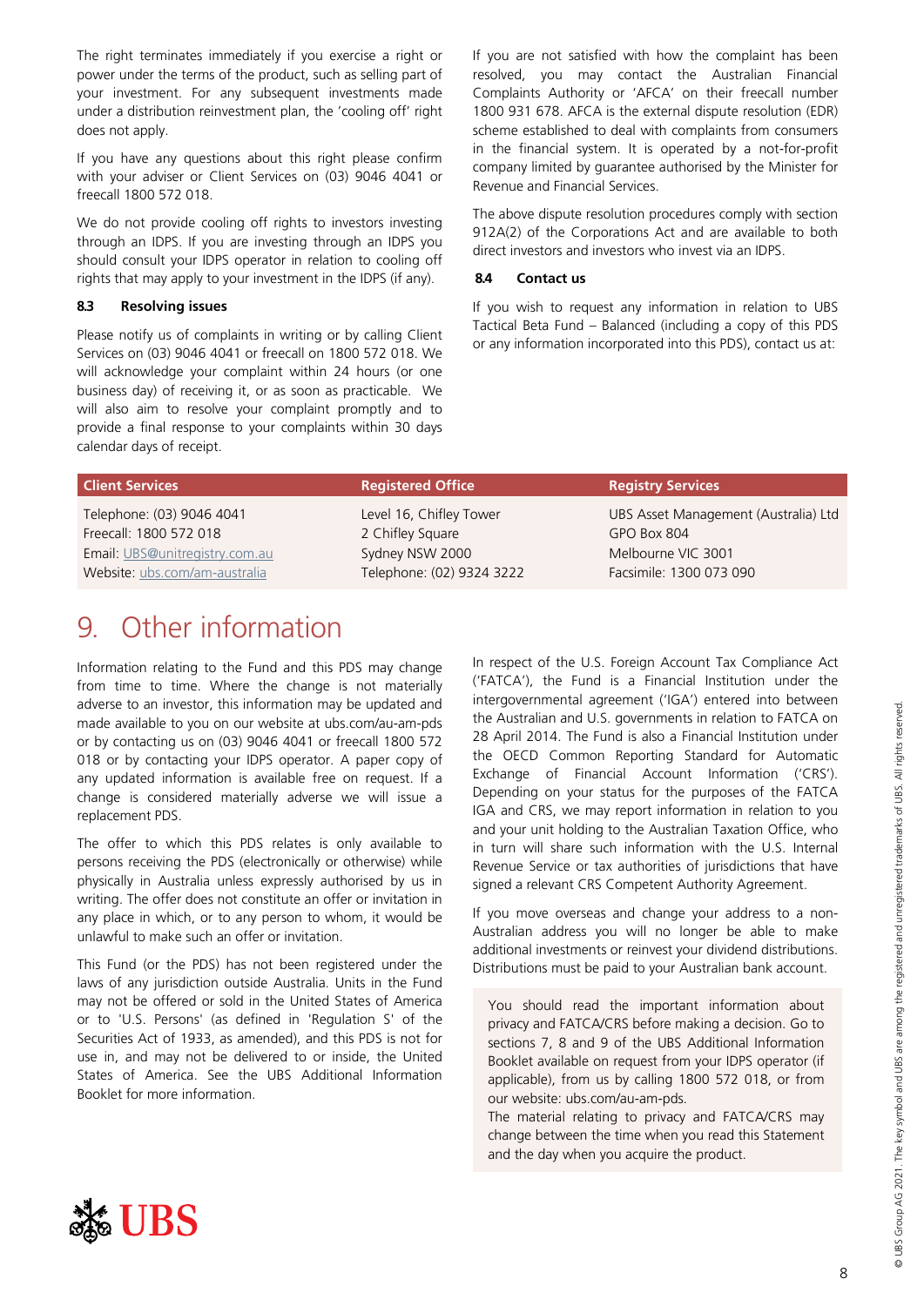The right terminates immediately if you exercise a right or power under the terms of the product, such as selling part of your investment. For any subsequent investments made under a distribution reinvestment plan, the 'cooling off' right does not apply.

If you have any questions about this right please confirm with your adviser or Client Services on (03) 9046 4041 or freecall 1800 572 018.

We do not provide cooling off rights to investors investing through an IDPS. If you are investing through an IDPS you should consult your IDPS operator in relation to cooling off rights that may apply to your investment in the IDPS (if any).

### 8.3 Resolving issues

Please notify us of complaints in writing or by calling Client Services on (03) 9046 4041 or freecall on 1800 572 018. We will acknowledge your complaint within 24 hours (or one business day) of receiving it, or as soon as practicable. We will also aim to resolve your complaint promptly and to provide a final response to your complaints within 30 days calendar days of receipt.

If you are not satisfied with how the complaint has been resolved, you may contact the Australian Financial Complaints Authority or 'AFCA' on their freecall number 1800 931 678. AFCA is the external dispute resolution (EDR) scheme established to deal with complaints from consumers in the financial system. It is operated by a not-for-profit company limited by guarantee authorised by the Minister for Revenue and Financial Services.

The above dispute resolution procedures comply with section 912A(2) of the Corporations Act and are available to both direct investors and investors who invest via an IDPS.

### 8.4 Contact us

If you wish to request any information in relation to UBS Tactical Beta Fund – Balanced (including a copy of this PDS or any information incorporated into this PDS), contact us at:

| Client Services | Registered Office | Registry Services |
|---|---|---|
| Telephone: (03) 9046 4041<br>Freecall: 1800 572 018<br>Email: UBS@unitregistry.com.au<br>Website: ubs.com/am-australia | Level 16, Chifley Tower<br>2 Chifley Square<br>Sydney NSW 2000<br>Telephone: (02) 9324 3222 | UBS Asset Management (Australia) Ltd<br>GPO Box 804<br>Melbourne VIC 3001<br>Facsimile: 1300 073 090 |

# 9. Other information

Information relating to the Fund and this PDS may change from time to time. Where the change is not materially adverse to an investor, this information may be updated and made available to you on our website at ubs.com/au-am-pds or by contacting us on (03) 9046 4041 or freecall 1800 572 018 or by contacting your IDPS operator. A paper copy of any updated information is available free on request. If a change is considered materially adverse we will issue a replacement PDS.

The offer to which this PDS relates is only available to persons receiving the PDS (electronically or otherwise) while physically in Australia unless expressly authorised by us in writing. The offer does not constitute an offer or invitation in any place in which, or to any person to whom, it would be unlawful to make such an offer or invitation.

This Fund (or the PDS) has not been registered under the laws of any jurisdiction outside Australia. Units in the Fund may not be offered or sold in the United States of America or to 'U.S. Persons' (as defined in 'Regulation S' of the Securities Act of 1933, as amended), and this PDS is not for use in, and may not be delivered to or inside, the United States of America. See the UBS Additional Information Booklet for more information.

In respect of the U.S. Foreign Account Tax Compliance Act ('FATCA'), the Fund is a Financial Institution under the intergovernmental agreement ('IGA') entered into between the Australian and U.S. governments in relation to FATCA on 28 April 2014. The Fund is also a Financial Institution under the OECD Common Reporting Standard for Automatic Exchange of Financial Account Information ('CRS'). Depending on your status for the purposes of the FATCA IGA and CRS, we may report information in relation to you and your unit holding to the Australian Taxation Office, who in turn will share such information with the U.S. Internal Revenue Service or tax authorities of jurisdictions that have signed a relevant CRS Competent Authority Agreement.

If you move overseas and change your address to a non-Australian address you will no longer be able to make additional investments or reinvest your dividend distributions. Distributions must be paid to your Australian bank account.

You should read the important information about privacy and FATCA/CRS before making a decision. Go to sections 7, 8 and 9 of the UBS Additional Information Booklet available on request from your IDPS operator (if applicable), from us by calling 1800 572 018, or from our website: ubs.com/au-am-pds.
The material relating to privacy and FATCA/CRS may change between the time when you read this Statement and the day when you acquire the product.

UBS

© UBS Group AG 2021. The key symbol and UBS are among the registered and unregistered trademarks of UBS. All rights reserved.